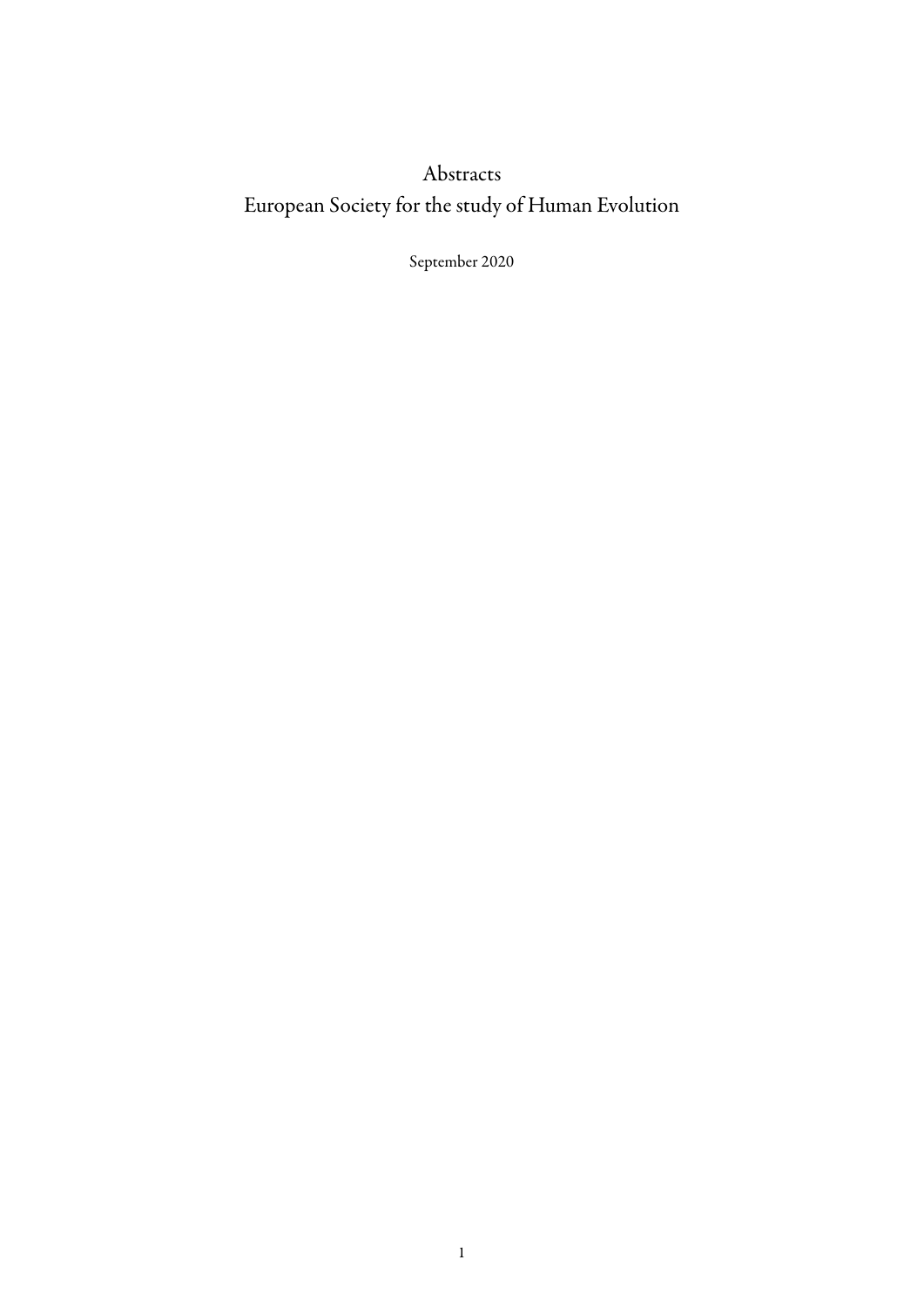# Abstracts
# European Society for the study of Human Evolution

September 2020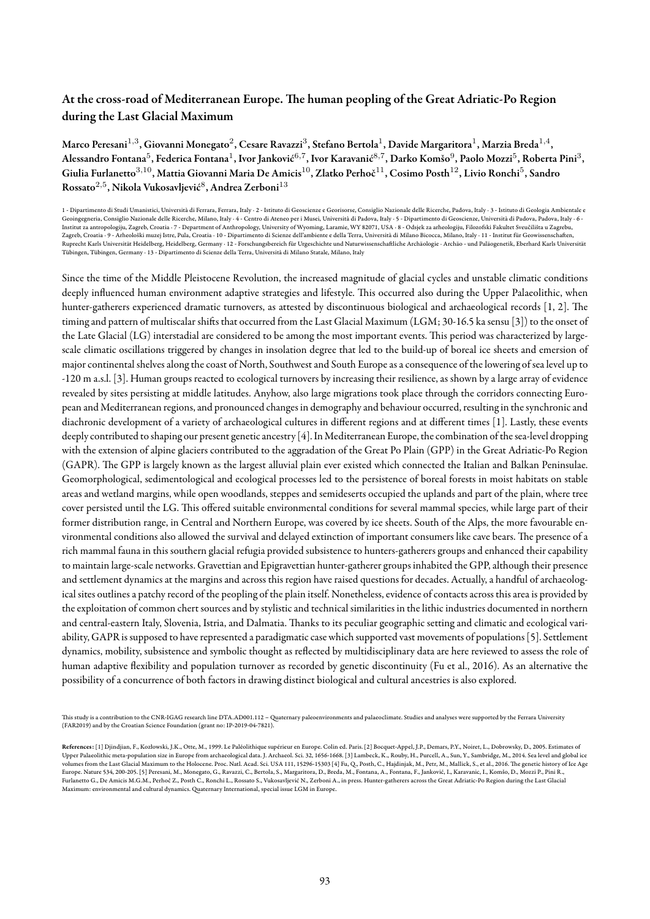## At the cross-road of Mediterranean Europe. The human peopling of the Great Adriatic-Po Region during the Last Glacial Maximum

**Marco Peresani[1,3], Giovanni Monegato[2], Cesare Ravazzi[3], Stefano Bertola[1], Davide Margaritora[1], Marzia Breda[1,4], Alessandro Fontana[5], Federica Fontana[1], Ivor Janković[6,7], Ivor Karavanić[8,7], Darko Komšo[9], Paolo Mozzi[5], Roberta Pini[3], Giulia Furlanetto[3,10], Mattia Giovanni Maria De Amicis[10], Zlatko Perhoč[11], Cosimo Posth[12], Livio Ronchi[5], Sandro Rossato[2,5], Nikola Vukosavljević[8], Andrea Zerboni[13]**

1 - Dipartimento di Studi Umanistici, Università di Ferrara, Ferrara, Italy · 2 - Istituto di Geoscienze e Georisorse, Consiglio Nazionale delle Ricerche, Padova, Italy · 3 - Istituto di Geologia Ambientale e Geoingegneria, Consiglio Nazionale delle Ricerche, Milano, Italy · 4 - Centro di Ateneo per i Musei, Università di Padova, Italy · 5 - Dipartimento di Geoscienze, Università di Padova, Padova, Italy · 6 - Institut za antropologiju, Zagreb, Croatia · 7 - Department of Anthropology, University of Wyoming, Laramie, WY 82071, USA · 8 - Odsjek za arheologiju, Filozofski Fakultet Sveučilišta u Zagrebu, Zagreb, Croatia · 9 - Arheološki muzej Istre, Pula, Croatia · 10 - Dipartimento di Scienze dell'ambiente e della Terra, Università di Milano Bicocca, Milano, Italy · 11 - Institut für Geowissenschaften, Ruprecht Karls Universität Heidelberg, Heidelberg, Germany · 12 - Forschungsbereich für Urgeschichte und Naturwissenschaftliche Archäologie - Archäo - und Paläogenetik, Eberhard Karls Universität Tübingen, Tübingen, Germany · 13 - Dipartimento di Scienze della Terra, Università di Milano Statale, Milano, Italy

Since the time of the Middle Pleistocene Revolution, the increased magnitude of glacial cycles and unstable climatic conditions deeply influenced human environment adaptive strategies and lifestyle. This occurred also during the Upper Palaeolithic, when hunter-gatherers experienced dramatic turnovers, as attested by discontinuous biological and archaeological records [1, 2]. The timing and pattern of multiscalar shifts that occurred from the Last Glacial Maximum (LGM; 30-16.5 ka sensu [3]) to the onset of the Late Glacial (LG) interstadial are considered to be among the most important events. This period was characterized by large-scale climatic oscillations triggered by changes in insolation degree that led to the build-up of boreal ice sheets and emersion of major continental shelves along the coast of North, Southwest and South Europe as a consequence of the lowering of sea level up to -120 m a.s.l. [3]. Human groups reacted to ecological turnovers by increasing their resilience, as shown by a large array of evidence revealed by sites persisting at middle latitudes. Anyhow, also large migrations took place through the corridors connecting European and Mediterranean regions, and pronounced changes in demography and behaviour occurred, resulting in the synchronic and diachronic development of a variety of archaeological cultures in different regions and at different times [1]. Lastly, these events deeply contributed to shaping our present genetic ancestry [4]. In Mediterranean Europe, the combination of the sea-level dropping with the extension of alpine glaciers contributed to the aggradation of the Great Po Plain (GPP) in the Great Adriatic-Po Region (GAPR). The GPP is largely known as the largest alluvial plain ever existed which connected the Italian and Balkan Peninsulae. Geomorphological, sedimentological and ecological processes led to the persistence of boreal forests in moist habitats on stable areas and wetland margins, while open woodlands, steppes and semideserts occupied the uplands and part of the plain, where tree cover persisted until the LG. This offered suitable environmental conditions for several mammal species, while large part of their former distribution range, in Central and Northern Europe, was covered by ice sheets. South of the Alps, the more favourable environmental conditions also allowed the survival and delayed extinction of important consumers like cave bears. The presence of a rich mammal fauna in this southern glacial refugia provided subsistence to hunters-gatherers groups and enhanced their capability to maintain large-scale networks. Gravettian and Epigravettian hunter-gatherer groups inhabited the GPP, although their presence and settlement dynamics at the margins and across this region have raised questions for decades. Actually, a handful of archaeological sites outlines a patchy record of the peopling of the plain itself. Nonetheless, evidence of contacts across this area is provided by the exploitation of common chert sources and by stylistic and technical similarities in the lithic industries documented in northern and central-eastern Italy, Slovenia, Istria, and Dalmatia. Thanks to its peculiar geographic setting and climatic and ecological variability, GAPR is supposed to have represented a paradigmatic case which supported vast movements of populations [5]. Settlement dynamics, mobility, subsistence and symbolic thought as reflected by multidisciplinary data are here reviewed to assess the role of human adaptive flexibility and population turnover as recorded by genetic discontinuity (Fu et al., 2016). As an alternative the possibility of a concurrence of both factors in drawing distinct biological and cultural ancestries is also explored.

This study is a contribution to the CNR-IGAG research line DTA.AD001.112 – Quaternary paleoenvironments and palaeoclimate. Studies and analyses were supported by the Ferrara University (FAR2019) and by the Croatian Science Foundation (grant no: IP-2019-04-7821).

**References:** [1] Djindjian, F., Kozlowski, J.K., Otte, M., 1999. Le Paléolithique supérieur en Europe. Colin ed. Paris. [2] Bocquet-Appel, J.P., Demars, P.Y., Noiret, L., Dobrowsky, D., 2005. Estimates of Upper Palaeolithic meta-population size in Europe from archaeological data. J. Archaeol. Sci. 32, 1656-1668. [3] Lambeck, K., Rouby, H., Purcell, A., Sun, Y., Sambridge, M., 2014. Sea level and global ice volumes from the Last Glacial Maximum to the Holocene. Proc. Natl. Acad. Sci. USA 111, 15296-15303 [4] Fu, Q., Posth, C., Hajdinjak, M., Petr, M., Mallick, S., et al., 2016. The genetic history of Ice Age Europe. Nature 534, 200-205. [5] Peresani, M., Monegato, G., Ravazzi, C., Bertola, S., Margaritora, D., Breda, M., Fontana, A., Fontana, F., Janković, I., Karavanić, I., Komšo, D., Mozzi P., Pini R., Furlanetto G., De Amicis M.G.M., Perhoč Z., Posth C., Ronchi L., Rossato S., Vukosavljević N., Zerboni A., in press. Hunter-gatherers across the Great Adriatic-Po Region during the Last Glacial Maximum: environmental and cultural dynamics. Quaternary International, special issue LGM in Europe.